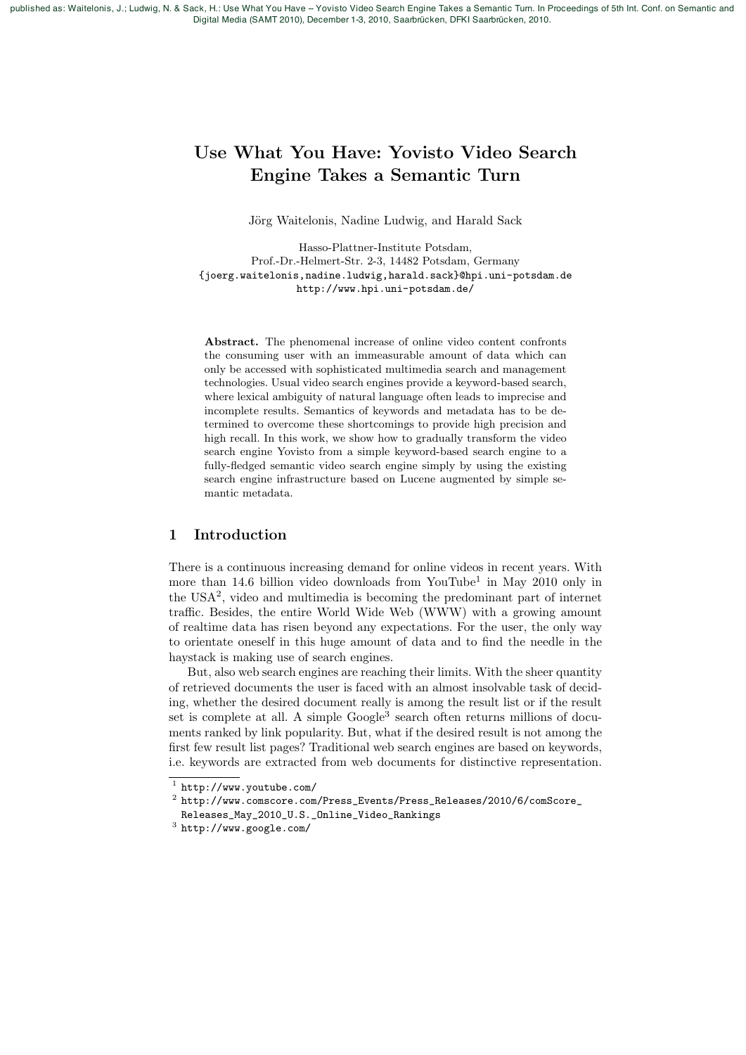published as: Waitelonis, J.; Ludwig, N. & Sack, H.: Use What You Have -- Yovisto Video Search Engine Takes a Semantic Turn. In Proceedings of 5th Int. Conf. on Semantic and Digital Media (SAMT 2010), December 1-3, 2010, Saarbrücken, DFKI Saarbrücken, 2010.

# Use What You Have: Yovisto Video Search Engine Takes a Semantic Turn

Jörg Waitelonis, Nadine Ludwig, and Harald Sack

Hasso-Plattner-Institute Potsdam,
Prof.-Dr.-Helmert-Str. 2-3, 14482 Potsdam, Germany
{joerg.waitelonis,nadine.ludwig,harald.sack}@hpi.uni-potsdam.de
http://www.hpi.uni-potsdam.de/

**Abstract.** The phenomenal increase of online video content confronts the consuming user with an immeasurable amount of data which can only be accessed with sophisticated multimedia search and management technologies. Usual video search engines provide a keyword-based search, where lexical ambiguity of natural language often leads to imprecise and incomplete results. Semantics of keywords and metadata has to be determined to overcome these shortcomings to provide high precision and high recall. In this work, we show how to gradually transform the video search engine Yovisto from a simple keyword-based search engine to a fully-fledged semantic video search engine simply by using the existing search engine infrastructure based on Lucene augmented by simple semantic metadata.

## 1 Introduction

There is a continuous increasing demand for online videos in recent years. With more than 14.6 billion video downloads from YouTube[1] in May 2010 only in the USA[2], video and multimedia is becoming the predominant part of internet traffic. Besides, the entire World Wide Web (WWW) with a growing amount of realtime data has risen beyond any expectations. For the user, the only way to orientate oneself in this huge amount of data and to find the needle in the haystack is making use of search engines.

But, also web search engines are reaching their limits. With the sheer quantity of retrieved documents the user is faced with an almost insolvable task of deciding, whether the desired document really is among the result list or if the result set is complete at all. A simple Google[3] search often returns millions of documents ranked by link popularity. But, what if the desired result is not among the first few result list pages? Traditional web search engines are based on keywords, i.e. keywords are extracted from web documents for distinctive representation.

[1] http://www.youtube.com/
[2] http://www.comscore.com/Press_Events/Press_Releases/2010/6/comScore_Releases_May_2010_U.S._Online_Video_Rankings
[3] http://www.google.com/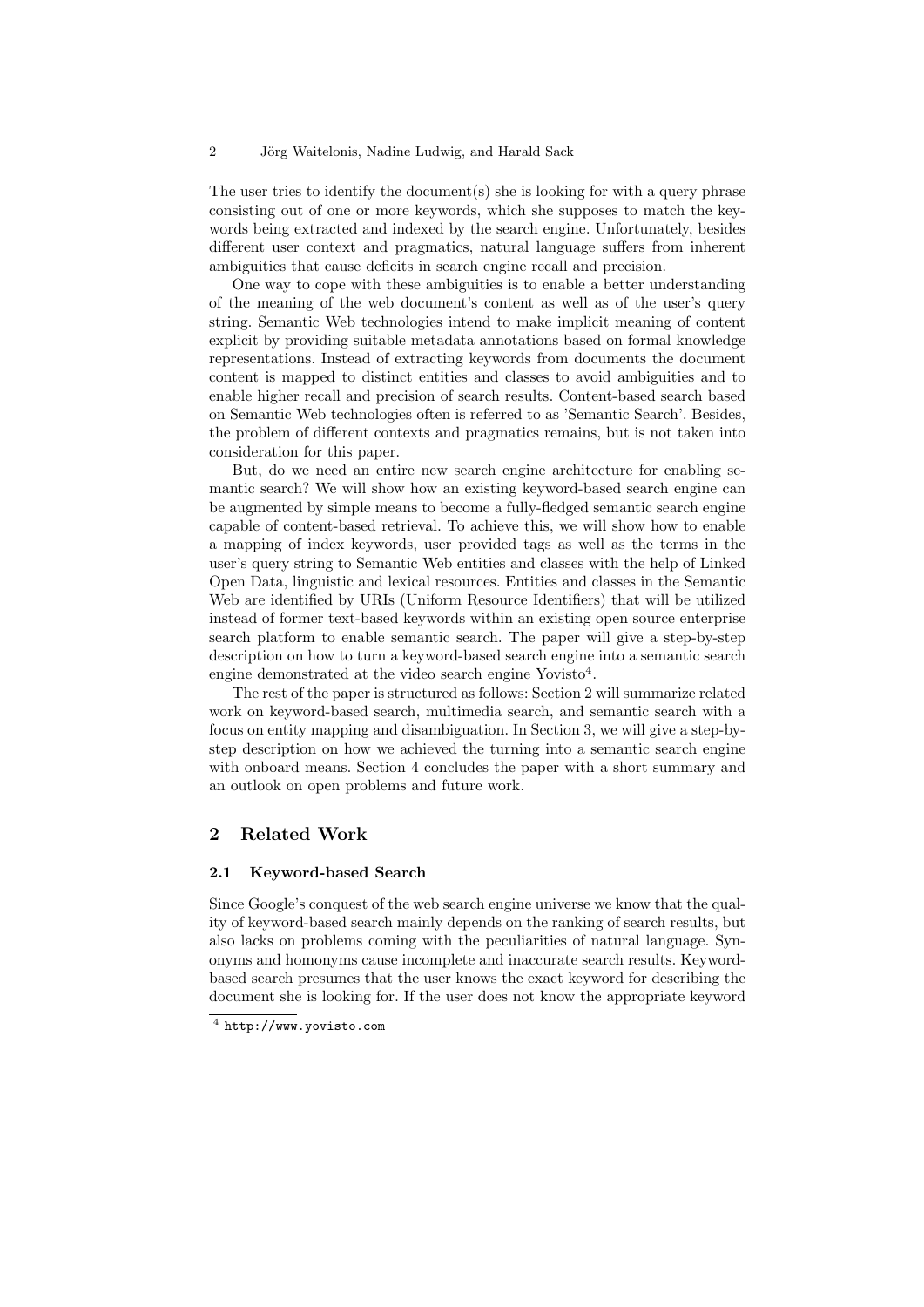The user tries to identify the document(s) she is looking for with a query phrase consisting out of one or more keywords, which she supposes to match the keywords being extracted and indexed by the search engine. Unfortunately, besides different user context and pragmatics, natural language suffers from inherent ambiguities that cause deficits in search engine recall and precision.

One way to cope with these ambiguities is to enable a better understanding of the meaning of the web document's content as well as of the user's query string. Semantic Web technologies intend to make implicit meaning of content explicit by providing suitable metadata annotations based on formal knowledge representations. Instead of extracting keywords from documents the document content is mapped to distinct entities and classes to avoid ambiguities and to enable higher recall and precision of search results. Content-based search based on Semantic Web technologies often is referred to as 'Semantic Search'. Besides, the problem of different contexts and pragmatics remains, but is not taken into consideration for this paper.

But, do we need an entire new search engine architecture for enabling semantic search? We will show how an existing keyword-based search engine can be augmented by simple means to become a fully-fledged semantic search engine capable of content-based retrieval. To achieve this, we will show how to enable a mapping of index keywords, user provided tags as well as the terms in the user's query string to Semantic Web entities and classes with the help of Linked Open Data, linguistic and lexical resources. Entities and classes in the Semantic Web are identified by URIs (Uniform Resource Identifiers) that will be utilized instead of former text-based keywords within an existing open source enterprise search platform to enable semantic search. The paper will give a step-by-step description on how to turn a keyword-based search engine into a semantic search engine demonstrated at the video search engine Yovisto[4].

The rest of the paper is structured as follows: Section 2 will summarize related work on keyword-based search, multimedia search, and semantic search with a focus on entity mapping and disambiguation. In Section 3, we will give a step-by-step description on how we achieved the turning into a semantic search engine with onboard means. Section 4 concludes the paper with a short summary and an outlook on open problems and future work.

## 2 Related Work

### 2.1 Keyword-based Search

Since Google's conquest of the web search engine universe we know that the quality of keyword-based search mainly depends on the ranking of search results, but also lacks on problems coming with the peculiarities of natural language. Synonyms and homonyms cause incomplete and inaccurate search results. Keyword-based search presumes that the user knows the exact keyword for describing the document she is looking for. If the user does not know the appropriate keyword

[4] http://www.yovisto.com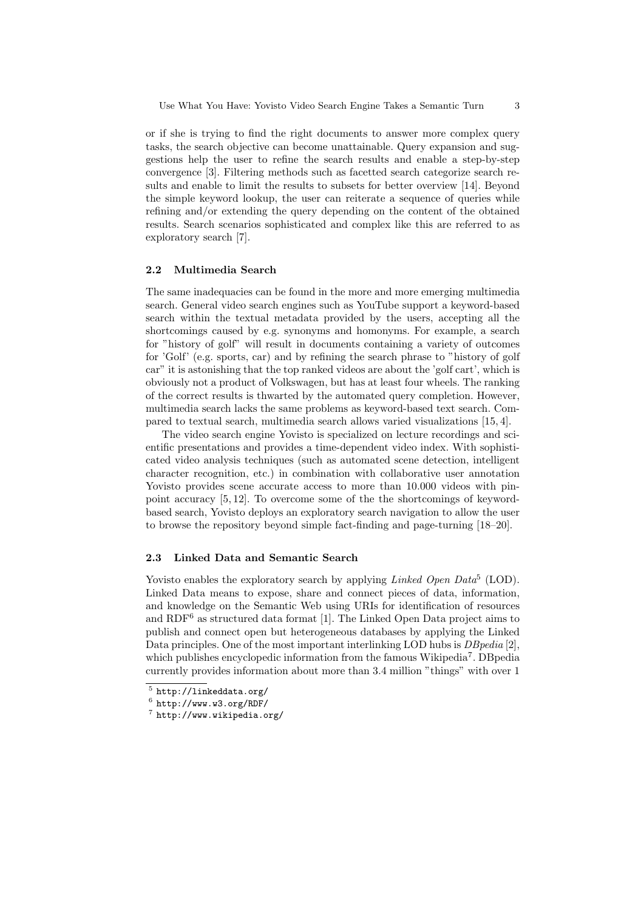or if she is trying to find the right documents to answer more complex query tasks, the search objective can become unattainable. Query expansion and suggestions help the user to refine the search results and enable a step-by-step convergence [3]. Filtering methods such as facetted search categorize search results and enable to limit the results to subsets for better overview [14]. Beyond the simple keyword lookup, the user can reiterate a sequence of queries while refining and/or extending the query depending on the content of the obtained results. Search scenarios sophisticated and complex like this are referred to as exploratory search [7].

### 2.2 Multimedia Search

The same inadequacies can be found in the more and more emerging multimedia search. General video search engines such as YouTube support a keyword-based search within the textual metadata provided by the users, accepting all the shortcomings caused by e.g. synonyms and homonyms. For example, a search for "history of golf" will result in documents containing a variety of outcomes for 'Golf' (e.g. sports, car) and by refining the search phrase to "history of golf car" it is astonishing that the top ranked videos are about the 'golf cart', which is obviously not a product of Volkswagen, but has at least four wheels. The ranking of the correct results is thwarted by the automated query completion. However, multimedia search lacks the same problems as keyword-based text search. Compared to textual search, multimedia search allows varied visualizations [15, 4].

The video search engine Yovisto is specialized on lecture recordings and scientific presentations and provides a time-dependent video index. With sophisticated video analysis techniques (such as automated scene detection, intelligent character recognition, etc.) in combination with collaborative user annotation Yovisto provides scene accurate access to more than 10.000 videos with pinpoint accuracy [5, 12]. To overcome some of the the shortcomings of keyword-based search, Yovisto deploys an exploratory search navigation to allow the user to browse the repository beyond simple fact-finding and page-turning [18–20].

### 2.3 Linked Data and Semantic Search

Yovisto enables the exploratory search by applying *Linked Open Data*[5] (LOD). Linked Data means to expose, share and connect pieces of data, information, and knowledge on the Semantic Web using URIs for identification of resources and RDF[6] as structured data format [1]. The Linked Open Data project aims to publish and connect open but heterogeneous databases by applying the Linked Data principles. One of the most important interlinking LOD hubs is *DBpedia* [2], which publishes encyclopedic information from the famous Wikipedia[7]. DBpedia currently provides information about more than 3.4 million "things" with over 1

[5] http://linkeddata.org/

[6] http://www.w3.org/RDF/

[7] http://www.wikipedia.org/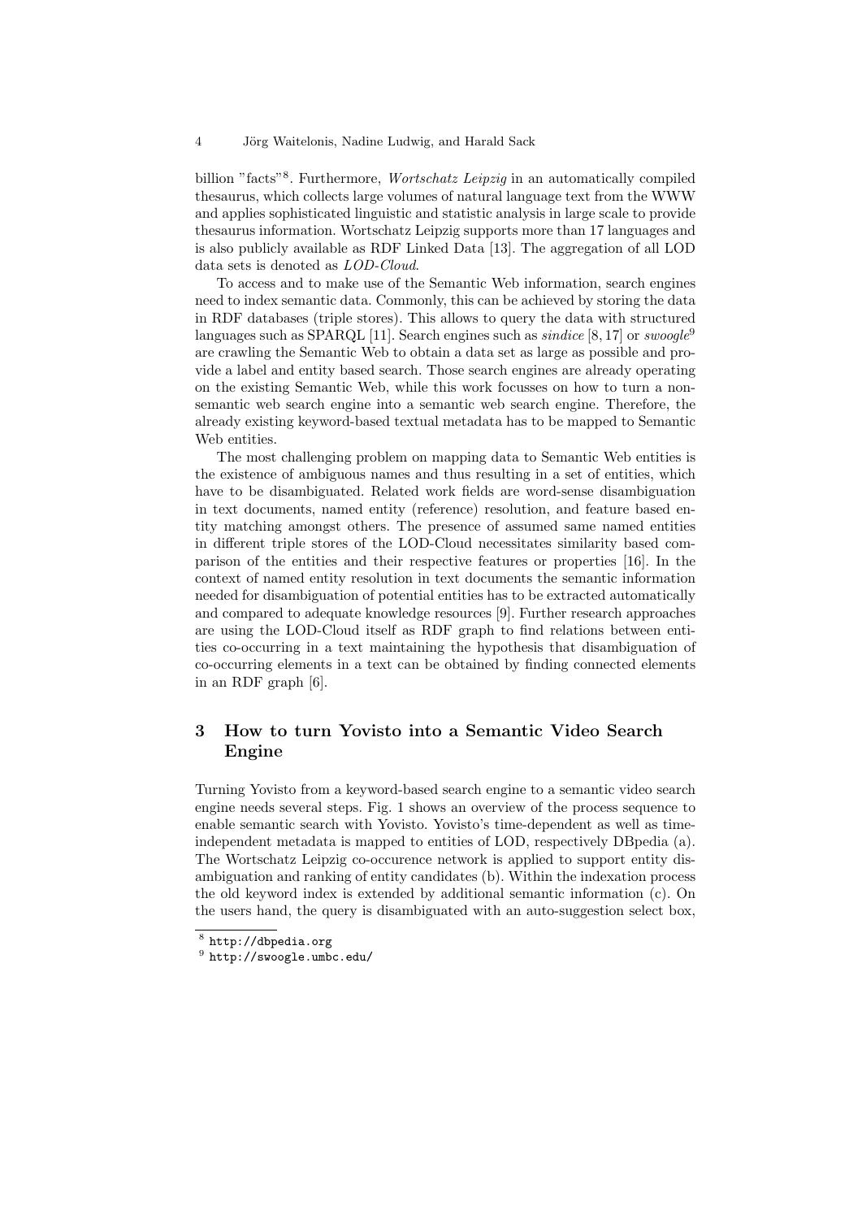billion "facts"[8]. Furthermore, *Wortschatz Leipzig* in an automatically compiled thesaurus, which collects large volumes of natural language text from the WWW and applies sophisticated linguistic and statistic analysis in large scale to provide thesaurus information. Wortschatz Leipzig supports more than 17 languages and is also publicly available as RDF Linked Data [13]. The aggregation of all LOD data sets is denoted as *LOD-Cloud*.

To access and to make use of the Semantic Web information, search engines need to index semantic data. Commonly, this can be achieved by storing the data in RDF databases (triple stores). This allows to query the data with structured languages such as SPARQL [11]. Search engines such as *sindice* [8, 17] or *swoogle*[9] are crawling the Semantic Web to obtain a data set as large as possible and provide a label and entity based search. Those search engines are already operating on the existing Semantic Web, while this work focusses on how to turn a non-semantic web search engine into a semantic web search engine. Therefore, the already existing keyword-based textual metadata has to be mapped to Semantic Web entities.

The most challenging problem on mapping data to Semantic Web entities is the existence of ambiguous names and thus resulting in a set of entities, which have to be disambiguated. Related work fields are word-sense disambiguation in text documents, named entity (reference) resolution, and feature based entity matching amongst others. The presence of assumed same named entities in different triple stores of the LOD-Cloud necessitates similarity based comparison of the entities and their respective features or properties [16]. In the context of named entity resolution in text documents the semantic information needed for disambiguation of potential entities has to be extracted automatically and compared to adequate knowledge resources [9]. Further research approaches are using the LOD-Cloud itself as RDF graph to find relations between entities co-occurring in a text maintaining the hypothesis that disambiguation of co-occurring elements in a text can be obtained by finding connected elements in an RDF graph [6].

## 3 How to turn Yovisto into a Semantic Video Search Engine

Turning Yovisto from a keyword-based search engine to a semantic video search engine needs several steps. Fig. 1 shows an overview of the process sequence to enable semantic search with Yovisto. Yovisto's time-dependent as well as time-independent metadata is mapped to entities of LOD, respectively DBpedia (a). The Wortschatz Leipzig co-occurence network is applied to support entity disambiguation and ranking of entity candidates (b). Within the indexation process the old keyword index is extended by additional semantic information (c). On the users hand, the query is disambiguated with an auto-suggestion select box,

[8] http://dbpedia.org

[9] http://swoogle.umbc.edu/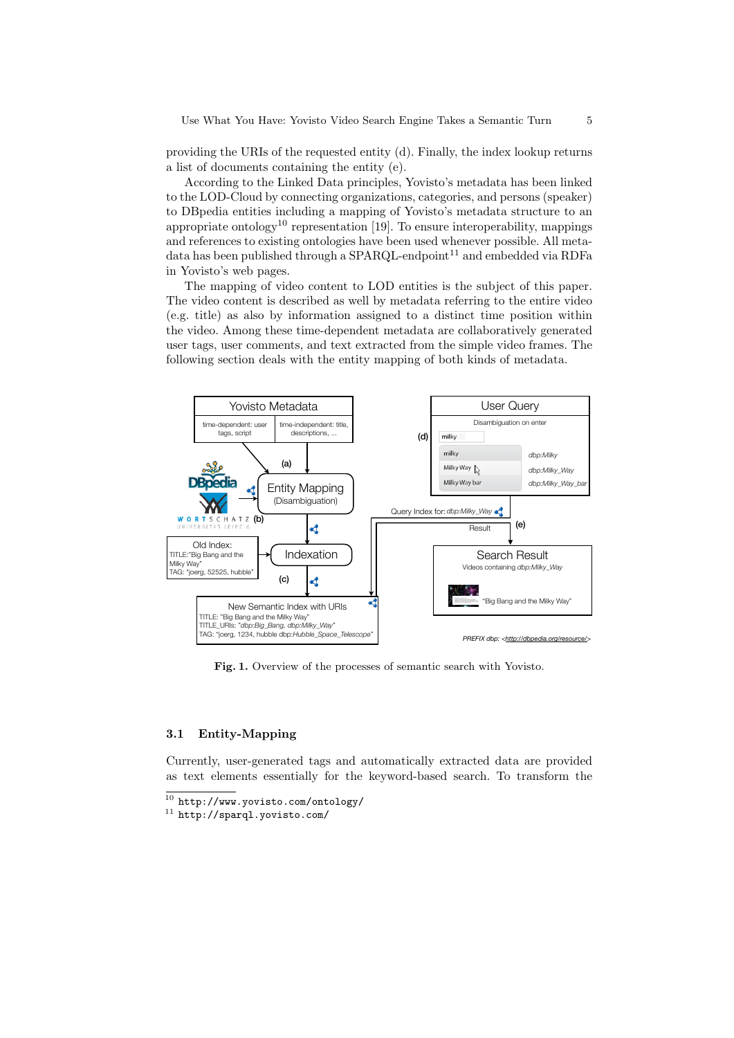providing the URIs of the requested entity (d). Finally, the index lookup returns a list of documents containing the entity (e).

According to the Linked Data principles, Yovisto's metadata has been linked to the LOD-Cloud by connecting organizations, categories, and persons (speaker) to DBpedia entities including a mapping of Yovisto's metadata structure to an appropriate ontology[10] representation [19]. To ensure interoperability, mappings and references to existing ontologies have been used whenever possible. All metadata has been published through a SPARQL-endpoint[11] and embedded via RDFa in Yovisto's web pages.

The mapping of video content to LOD entities is the subject of this paper. The video content is described as well by metadata referring to the entire video (e.g. title) as also by information assigned to a distinct time position within the video. Among these time-dependent metadata are collaboratively generated user tags, user comments, and text extracted from the simple video frames. The following section deals with the entity mapping of both kinds of metadata.

**Fig. 1.** Overview of the processes of semantic search with Yovisto.

### 3.1 Entity-Mapping

Currently, user-generated tags and automatically extracted data are provided as text elements essentially for the keyword-based search. To transform the

---

[10] http://www.yovisto.com/ontology/

[11] http://sparql.yovisto.com/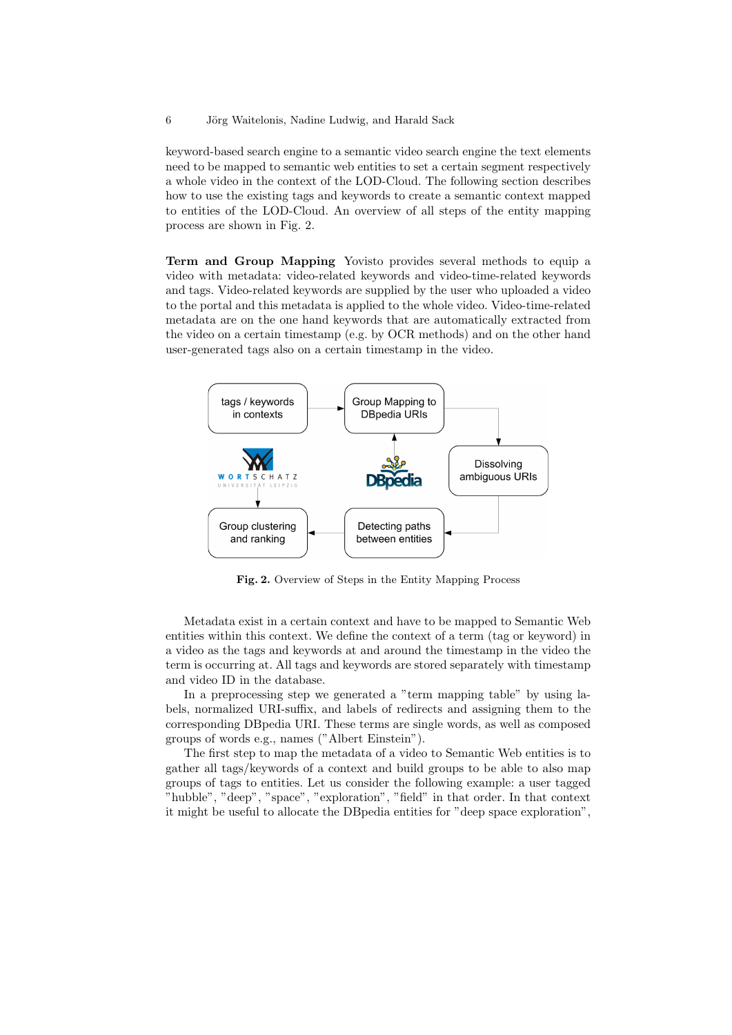keyword-based search engine to a semantic video search engine the text elements need to be mapped to semantic web entities to set a certain segment respectively a whole video in the context of the LOD-Cloud. The following section describes how to use the existing tags and keywords to create a semantic context mapped to entities of the LOD-Cloud. An overview of all steps of the entity mapping process are shown in Fig. 2.

**Term and Group Mapping** Yovisto provides several methods to equip a video with metadata: video-related keywords and video-time-related keywords and tags. Video-related keywords are supplied by the user who uploaded a video to the portal and this metadata is applied to the whole video. Video-time-related metadata are on the one hand keywords that are automatically extracted from the video on a certain timestamp (e.g. by OCR methods) and on the other hand user-generated tags also on a certain timestamp in the video.

tags / keywords in contexts

Group Mapping to DBpedia URIs

Dissolving ambiguous URIs

WORTSCHATZ UNIVERSITÄT LEIPZIG

DBpedia

Group clustering and ranking

Detecting paths between entities

**Fig. 2.** Overview of Steps in the Entity Mapping Process

Metadata exist in a certain context and have to be mapped to Semantic Web entities within this context. We define the context of a term (tag or keyword) in a video as the tags and keywords at and around the timestamp in the video the term is occurring at. All tags and keywords are stored separately with timestamp and video ID in the database.

In a preprocessing step we generated a "term mapping table" by using labels, normalized URI-suffix, and labels of redirects and assigning them to the corresponding DBpedia URI. These terms are single words, as well as composed groups of words e.g., names ("Albert Einstein").

The first step to map the metadata of a video to Semantic Web entities is to gather all tags/keywords of a context and build groups to be able to also map groups of tags to entities. Let us consider the following example: a user tagged "hubble", "deep", "space", "exploration", "field" in that order. In that context it might be useful to allocate the DBpedia entities for "deep space exploration",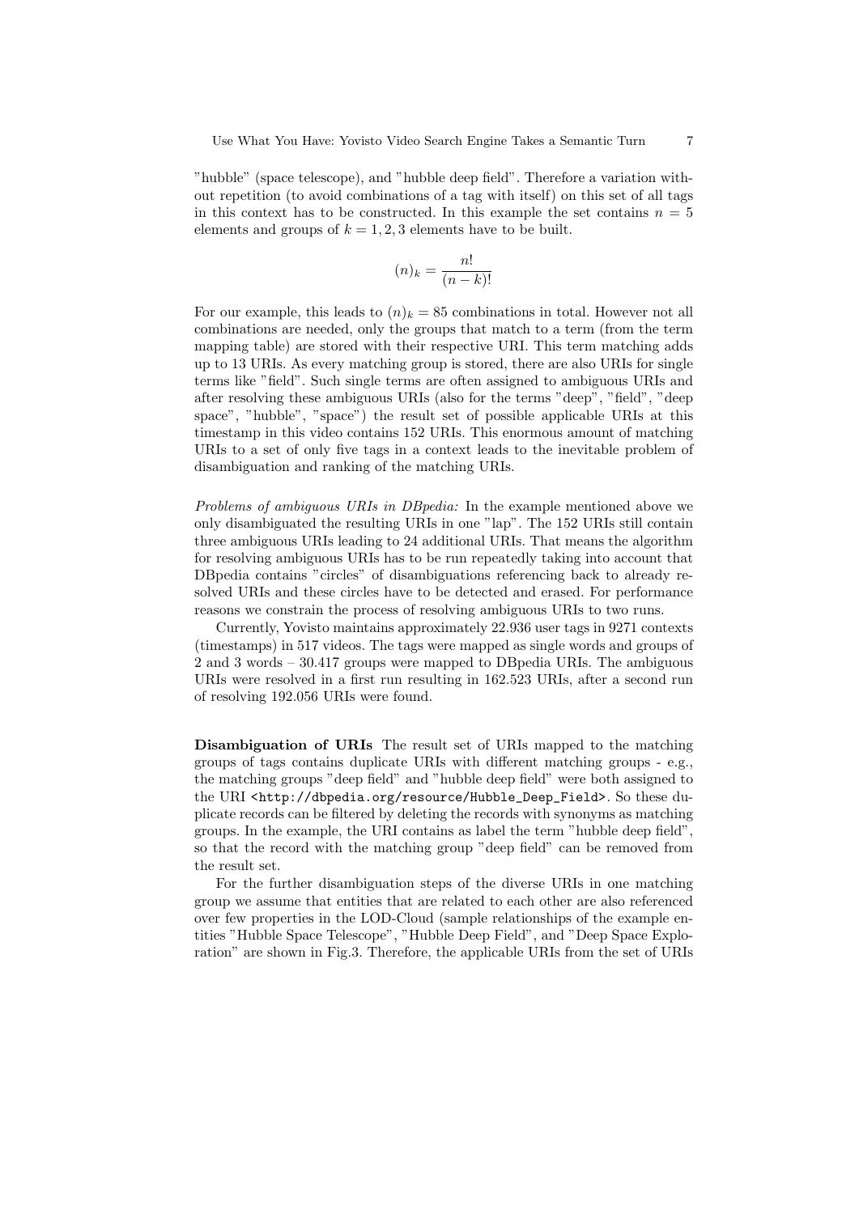"hubble" (space telescope), and "hubble deep field". Therefore a variation without repetition (to avoid combinations of a tag with itself) on this set of all tags in this context has to be constructed. In this example the set contains $n = 5$ elements and groups of $k = 1, 2, 3$ elements have to be built.

$$(n)_k = \frac{n!}{(n-k)!}$$

For our example, this leads to $(n)_k = 85$ combinations in total. However not all combinations are needed, only the groups that match to a term (from the term mapping table) are stored with their respective URI. This term matching adds up to 13 URIs. As every matching group is stored, there are also URIs for single terms like "field". Such single terms are often assigned to ambiguous URIs and after resolving these ambiguous URIs (also for the terms "deep", "field", "deep space", "hubble", "space") the result set of possible applicable URIs at this timestamp in this video contains 152 URIs. This enormous amount of matching URIs to a set of only five tags in a context leads to the inevitable problem of disambiguation and ranking of the matching URIs.

*Problems of ambiguous URIs in DBpedia:* In the example mentioned above we only disambiguated the resulting URIs in one "lap". The 152 URIs still contain three ambiguous URIs leading to 24 additional URIs. That means the algorithm for resolving ambiguous URIs has to be run repeatedly taking into account that DBpedia contains "circles" of disambiguations referencing back to already resolved URIs and these circles have to be detected and erased. For performance reasons we constrain the process of resolving ambiguous URIs to two runs.

Currently, Yovisto maintains approximately 22.936 user tags in 9271 contexts (timestamps) in 517 videos. The tags were mapped as single words and groups of 2 and 3 words – 30.417 groups were mapped to DBpedia URIs. The ambiguous URIs were resolved in a first run resulting in 162.523 URIs, after a second run of resolving 192.056 URIs were found.

**Disambiguation of URIs** The result set of URIs mapped to the matching groups of tags contains duplicate URIs with different matching groups - e.g., the matching groups "deep field" and "hubble deep field" were both assigned to the URI `<http://dbpedia.org/resource/Hubble_Deep_Field>`. So these duplicate records can be filtered by deleting the records with synonyms as matching groups. In the example, the URI contains as label the term "hubble deep field", so that the record with the matching group "deep field" can be removed from the result set.

For the further disambiguation steps of the diverse URIs in one matching group we assume that entities that are related to each other are also referenced over few properties in the LOD-Cloud (sample relationships of the example entities "Hubble Space Telescope", "Hubble Deep Field", and "Deep Space Exploration" are shown in Fig.3. Therefore, the applicable URIs from the set of URIs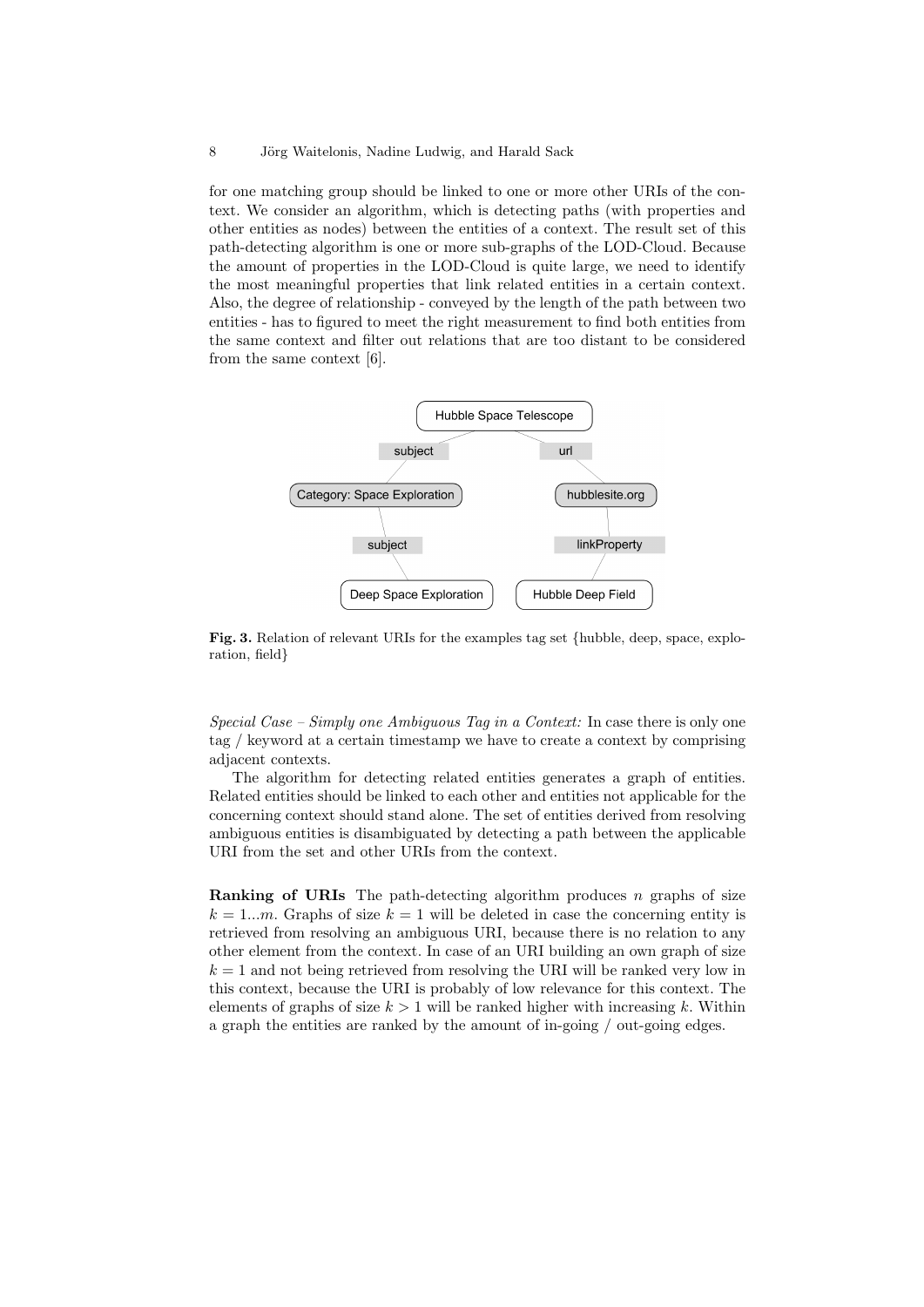for one matching group should be linked to one or more other URIs of the context. We consider an algorithm, which is detecting paths (with properties and other entities as nodes) between the entities of a context. The result set of this path-detecting algorithm is one or more sub-graphs of the LOD-Cloud. Because the amount of properties in the LOD-Cloud is quite large, we need to identify the most meaningful properties that link related entities in a certain context. Also, the degree of relationship - conveyed by the length of the path between two entities - has to figured to meet the right measurement to find both entities from the same context and filter out relations that are too distant to be considered from the same context [6].

**Fig. 3.** Relation of relevant URIs for the examples tag set {hubble, deep, space, exploration, field}

*Special Case – Simply one Ambiguous Tag in a Context:* In case there is only one tag / keyword at a certain timestamp we have to create a context by comprising adjacent contexts.

The algorithm for detecting related entities generates a graph of entities. Related entities should be linked to each other and entities not applicable for the concerning context should stand alone. The set of entities derived from resolving ambiguous entities is disambiguated by detecting a path between the applicable URI from the set and other URIs from the context.

**Ranking of URIs** The path-detecting algorithm produces $n$ graphs of size $k = 1...m$. Graphs of size $k = 1$ will be deleted in case the concerning entity is retrieved from resolving an ambiguous URI, because there is no relation to any other element from the context. In case of an URI building an own graph of size $k = 1$ and not being retrieved from resolving the URI will be ranked very low in this context, because the URI is probably of low relevance for this context. The elements of graphs of size $k > 1$ will be ranked higher with increasing $k$. Within a graph the entities are ranked by the amount of in-going / out-going edges.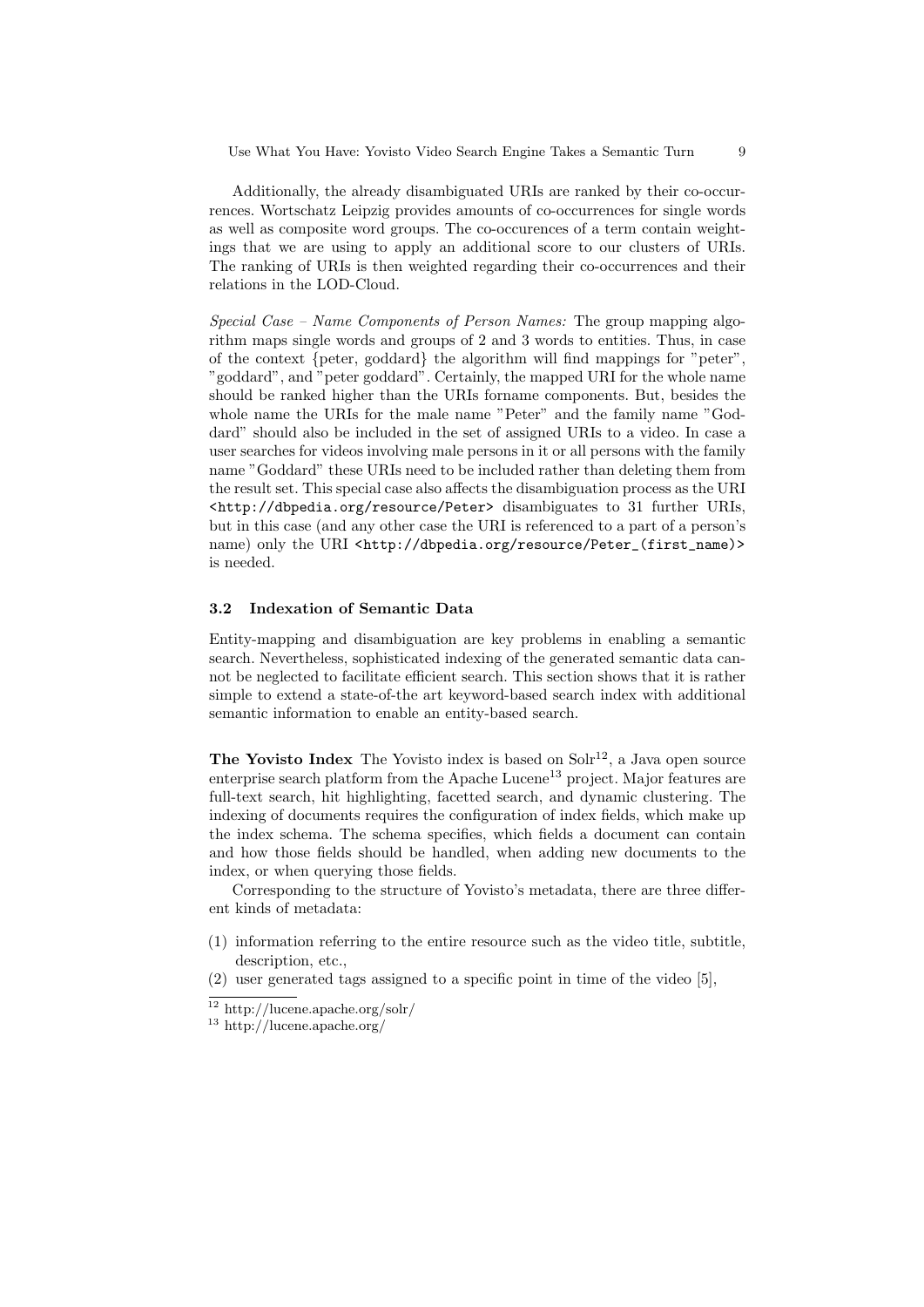Additionally, the already disambiguated URIs are ranked by their co-occurrences. Wortschatz Leipzig provides amounts of co-occurrences for single words as well as composite word groups. The co-occurences of a term contain weightings that we are using to apply an additional score to our clusters of URIs. The ranking of URIs is then weighted regarding their co-occurrences and their relations in the LOD-Cloud.

*Special Case – Name Components of Person Names:* The group mapping algorithm maps single words and groups of 2 and 3 words to entities. Thus, in case of the context {peter, goddard} the algorithm will find mappings for "peter", "goddard", and "peter goddard". Certainly, the mapped URI for the whole name should be ranked higher than the URIs forname components. But, besides the whole name the URIs for the male name "Peter" and the family name "Goddard" should also be included in the set of assigned URIs to a video. In case a user searches for videos involving male persons in it or all persons with the family name "Goddard" these URIs need to be included rather than deleting them from the result set. This special case also affects the disambiguation process as the URI `<http://dbpedia.org/resource/Peter>` disambiguates to 31 further URIs, but in this case (and any other case the URI is referenced to a part of a person's name) only the URI `<http://dbpedia.org/resource/Peter_(first_name)>` is needed.

### 3.2 Indexation of Semantic Data

Entity-mapping and disambiguation are key problems in enabling a semantic search. Nevertheless, sophisticated indexing of the generated semantic data cannot be neglected to facilitate efficient search. This section shows that it is rather simple to extend a state-of-the art keyword-based search index with additional semantic information to enable an entity-based search.

**The Yovisto Index** The Yovisto index is based on Solr[12], a Java open source enterprise search platform from the Apache Lucene[13] project. Major features are full-text search, hit highlighting, facetted search, and dynamic clustering. The indexing of documents requires the configuration of index fields, which make up the index schema. The schema specifies, which fields a document can contain and how those fields should be handled, when adding new documents to the index, or when querying those fields.

Corresponding to the structure of Yovisto's metadata, there are three different kinds of metadata:

(1) information referring to the entire resource such as the video title, subtitle, description, etc.,
(2) user generated tags assigned to a specific point in time of the video [5],

[12] http://lucene.apache.org/solr/
[13] http://lucene.apache.org/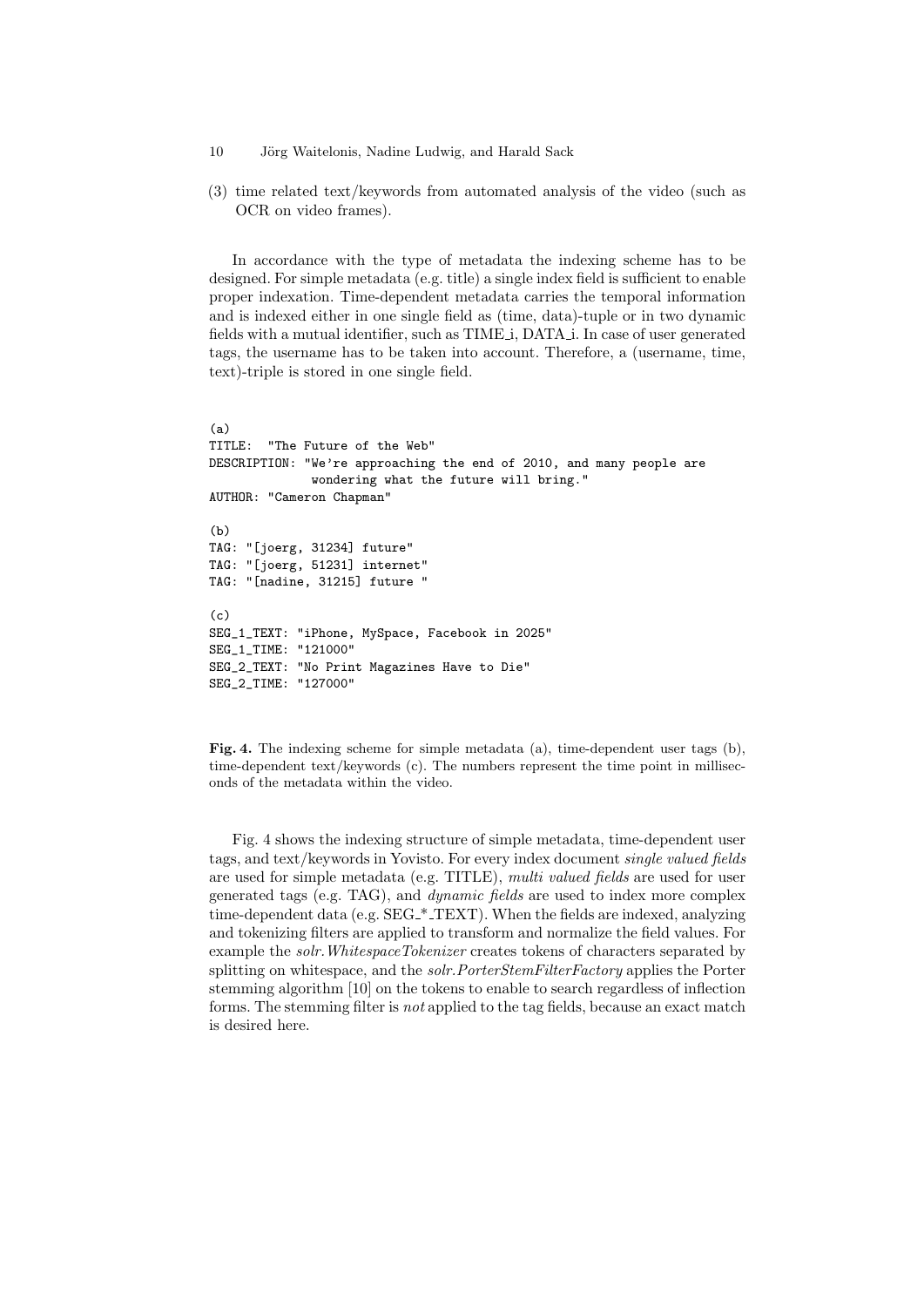(3) time related text/keywords from automated analysis of the video (such as OCR on video frames).

In accordance with the type of metadata the indexing scheme has to be designed. For simple metadata (e.g. title) a single index field is sufficient to enable proper indexation. Time-dependent metadata carries the temporal information and is indexed either in one single field as (time, data)-tuple or in two dynamic fields with a mutual identifier, such as TIME_i, DATA_i. In case of user generated tags, the username has to be taken into account. Therefore, a (username, time, text)-triple is stored in one single field.

```
(a)
TITLE:  "The Future of the Web"
DESCRIPTION: "We're approaching the end of 2010, and many people are
              wondering what the future will bring."
AUTHOR: "Cameron Chapman"

(b)
TAG: "[joerg, 31234] future"
TAG: "[joerg, 51231] internet"
TAG: "[nadine, 31215] future "

(c)
SEG_1_TEXT: "iPhone, MySpace, Facebook in 2025"
SEG_1_TIME: "121000"
SEG_2_TEXT: "No Print Magazines Have to Die"
SEG_2_TIME: "127000"
```

**Fig. 4.** The indexing scheme for simple metadata (a), time-dependent user tags (b), time-dependent text/keywords (c). The numbers represent the time point in milliseconds of the metadata within the video.

Fig. 4 shows the indexing structure of simple metadata, time-dependent user tags, and text/keywords in Yovisto. For every index document *single valued fields* are used for simple metadata (e.g. TITLE), *multi valued fields* are used for user generated tags (e.g. TAG), and *dynamic fields* are used to index more complex time-dependent data (e.g. SEG_*_TEXT). When the fields are indexed, analyzing and tokenizing filters are applied to transform and normalize the field values. For example the *solr.WhitespaceTokenizer* creates tokens of characters separated by splitting on whitespace, and the *solr.PorterStemFilterFactory* applies the Porter stemming algorithm [10] on the tokens to enable to search regardless of inflection forms. The stemming filter is *not* applied to the tag fields, because an exact match is desired here.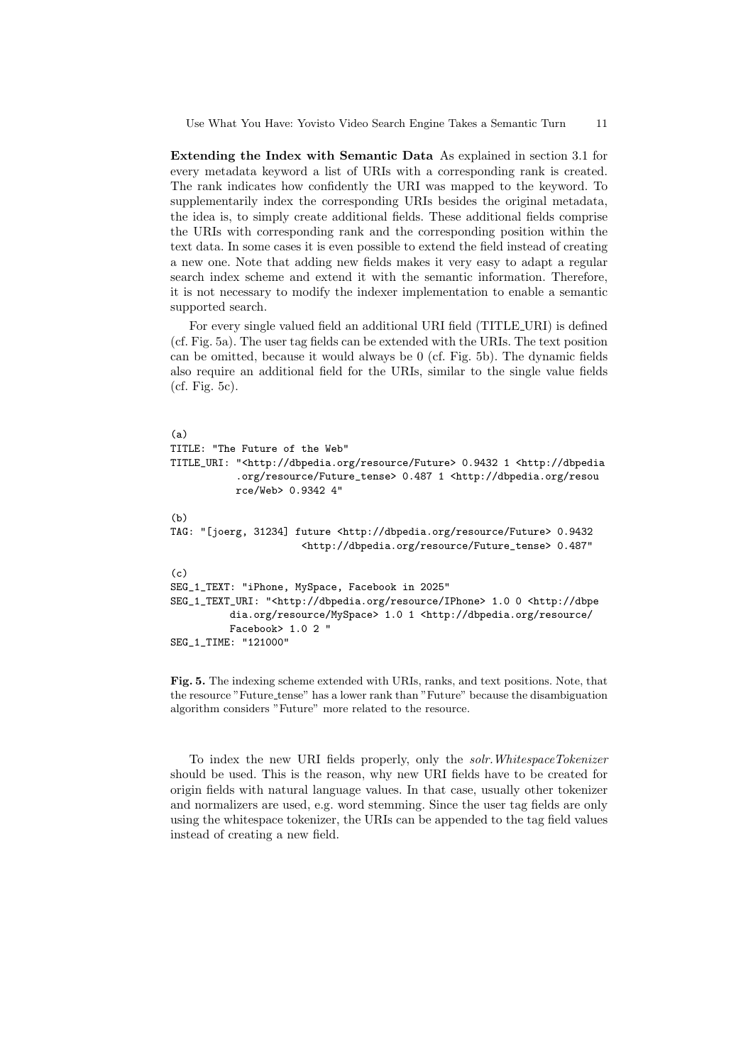**Extending the Index with Semantic Data** As explained in section 3.1 for every metadata keyword a list of URIs with a corresponding rank is created. The rank indicates how confidently the URI was mapped to the keyword. To supplementarily index the corresponding URIs besides the original metadata, the idea is, to simply create additional fields. These additional fields comprise the URIs with corresponding rank and the corresponding position within the text data. In some cases it is even possible to extend the field instead of creating a new one. Note that adding new fields makes it very easy to adapt a regular search index scheme and extend it with the semantic information. Therefore, it is not necessary to modify the indexer implementation to enable a semantic supported search.

For every single valued field an additional URI field (TITLE_URI) is defined (cf. Fig. 5a). The user tag fields can be extended with the URIs. The text position can be omitted, because it would always be 0 (cf. Fig. 5b). The dynamic fields also require an additional field for the URIs, similar to the single value fields (cf. Fig. 5c).

```
(a)
TITLE: "The Future of the Web"
TITLE_URI: "<http://dbpedia.org/resource/Future> 0.9432 1 <http://dbpedia
           .org/resource/Future_tense> 0.487 1 <http://dbpedia.org/resou
           rce/Web> 0.9342 4"

(b)
TAG: "[joerg, 31234] future <http://dbpedia.org/resource/Future> 0.9432
                     <http://dbpedia.org/resource/Future_tense> 0.487"

(c)
SEG_1_TEXT: "iPhone, MySpace, Facebook in 2025"
SEG_1_TEXT_URI: "<http://dbpedia.org/resource/IPhone> 1.0 0 <http://dbpe
          dia.org/resource/MySpace> 1.0 1 <http://dbpedia.org/resource/
          Facebook> 1.0 2 "
SEG_1_TIME: "121000"
```

**Fig. 5.** The indexing scheme extended with URIs, ranks, and text positions. Note, that the resource "Future_tense" has a lower rank than "Future" because the disambiguation algorithm considers "Future" more related to the resource.

To index the new URI fields properly, only the *solr.WhitespaceTokenizer* should be used. This is the reason, why new URI fields have to be created for origin fields with natural language values. In that case, usually other tokenizer and normalizers are used, e.g. word stemming. Since the user tag fields are only using the whitespace tokenizer, the URIs can be appended to the tag field values instead of creating a new field.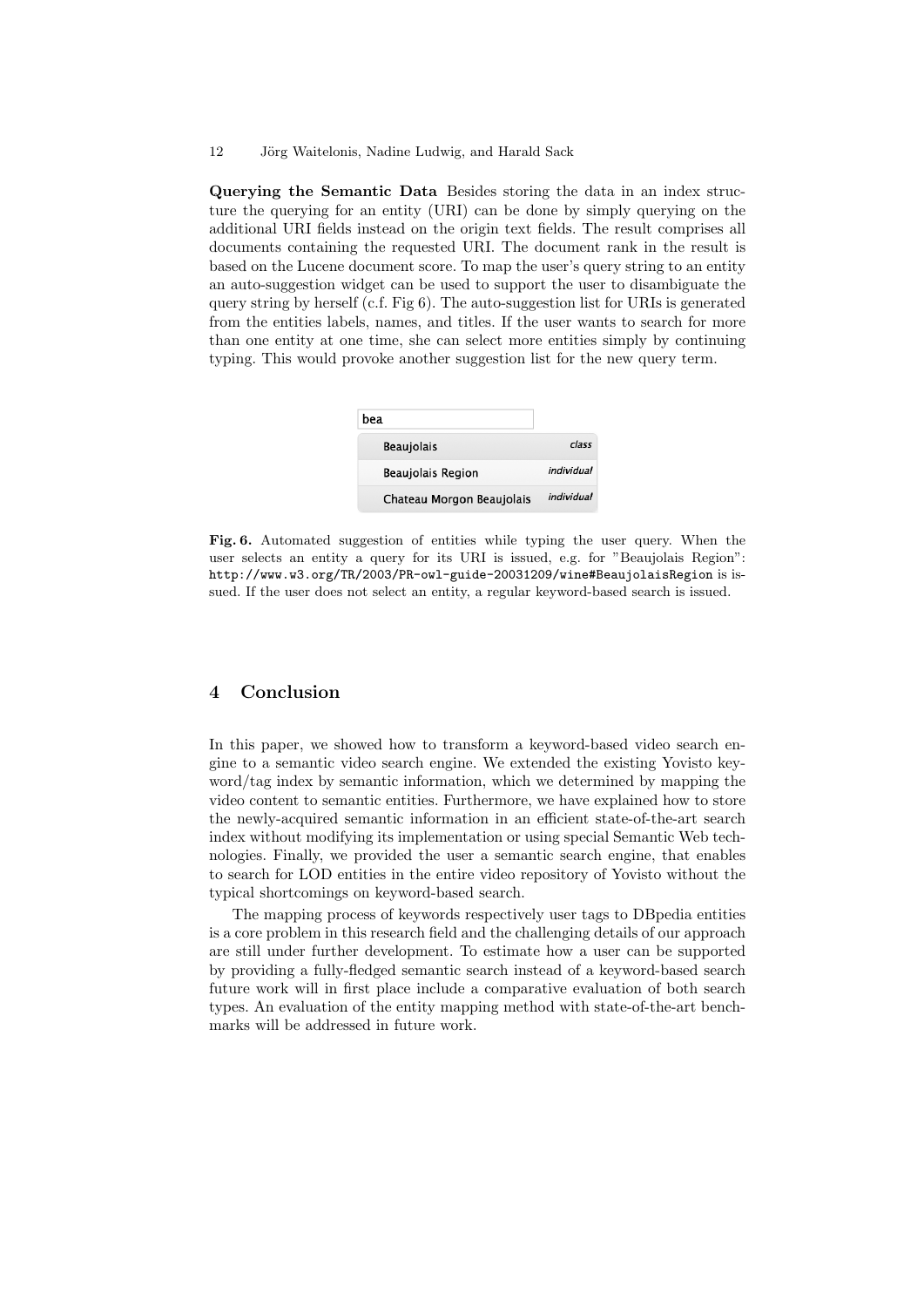**Querying the Semantic Data** Besides storing the data in an index structure the querying for an entity (URI) can be done by simply querying on the additional URI fields instead on the origin text fields. The result comprises all documents containing the requested URI. The document rank in the result is based on the Lucene document score. To map the user's query string to an entity an auto-suggestion widget can be used to support the user to disambiguate the query string by herself (c.f. Fig 6). The auto-suggestion list for URIs is generated from the entities labels, names, and titles. If the user wants to search for more than one entity at one time, she can select more entities simply by continuing typing. This would provoke another suggestion list for the new query term.

bea

| | |
|---|---|
| Beaujolais | *class* |
| Beaujolais Region | *individual* |
| Chateau Morgon Beaujolais | *individual* |

**Fig. 6.** Automated suggestion of entities while typing the user query. When the user selects an entity a query for its URI is issued, e.g. for "Beaujolais Region": `http://www.w3.org/TR/2003/PR-owl-guide-20031209/wine#BeaujolaisRegion` is issued. If the user does not select an entity, a regular keyword-based search is issued.

## 4 Conclusion

In this paper, we showed how to transform a keyword-based video search engine to a semantic video search engine. We extended the existing Yovisto keyword/tag index by semantic information, which we determined by mapping the video content to semantic entities. Furthermore, we have explained how to store the newly-acquired semantic information in an efficient state-of-the-art search index without modifying its implementation or using special Semantic Web technologies. Finally, we provided the user a semantic search engine, that enables to search for LOD entities in the entire video repository of Yovisto without the typical shortcomings on keyword-based search.

The mapping process of keywords respectively user tags to DBpedia entities is a core problem in this research field and the challenging details of our approach are still under further development. To estimate how a user can be supported by providing a fully-fledged semantic search instead of a keyword-based search future work will in first place include a comparative evaluation of both search types. An evaluation of the entity mapping method with state-of-the-art benchmarks will be addressed in future work.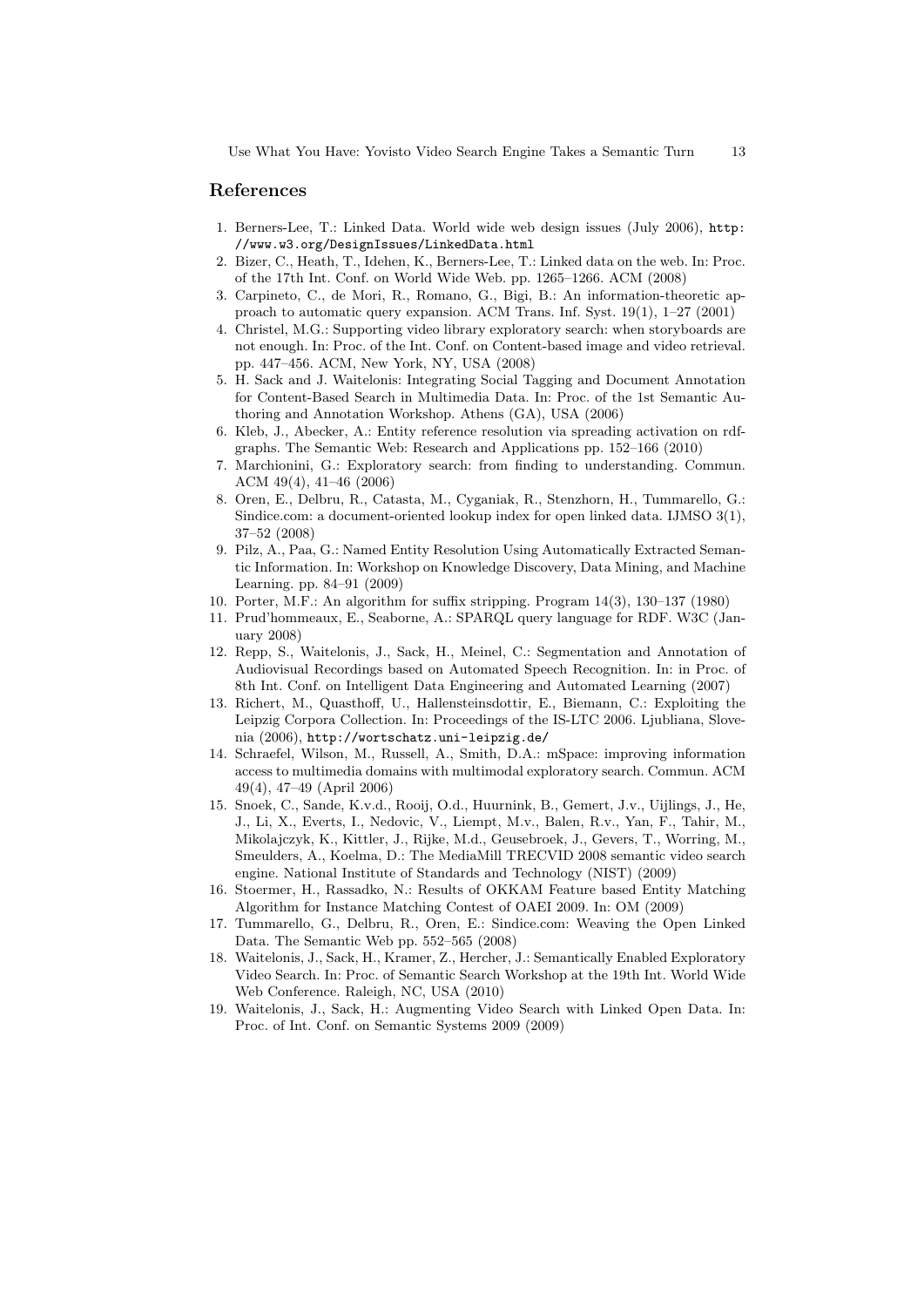## References

1. Berners-Lee, T.: Linked Data. World wide web design issues (July 2006), http://www.w3.org/DesignIssues/LinkedData.html
2. Bizer, C., Heath, T., Idehen, K., Berners-Lee, T.: Linked data on the web. In: Proc. of the 17th Int. Conf. on World Wide Web. pp. 1265–1266. ACM (2008)
3. Carpineto, C., de Mori, R., Romano, G., Bigi, B.: An information-theoretic approach to automatic query expansion. ACM Trans. Inf. Syst. 19(1), 1–27 (2001)
4. Christel, M.G.: Supporting video library exploratory search: when storyboards are not enough. In: Proc. of the Int. Conf. on Content-based image and video retrieval. pp. 447–456. ACM, New York, NY, USA (2008)
5. H. Sack and J. Waitelonis: Integrating Social Tagging and Document Annotation for Content-Based Search in Multimedia Data. In: Proc. of the 1st Semantic Authoring and Annotation Workshop. Athens (GA), USA (2006)
6. Kleb, J., Abecker, A.: Entity reference resolution via spreading activation on rdf-graphs. The Semantic Web: Research and Applications pp. 152–166 (2010)
7. Marchionini, G.: Exploratory search: from finding to understanding. Commun. ACM 49(4), 41–46 (2006)
8. Oren, E., Delbru, R., Catasta, M., Cyganiak, R., Stenzhorn, H., Tummarello, G.: Sindice.com: a document-oriented lookup index for open linked data. IJMSO 3(1), 37–52 (2008)
9. Pilz, A., Paa, G.: Named Entity Resolution Using Automatically Extracted Semantic Information. In: Workshop on Knowledge Discovery, Data Mining, and Machine Learning. pp. 84–91 (2009)
10. Porter, M.F.: An algorithm for suffix stripping. Program 14(3), 130–137 (1980)
11. Prud'hommeaux, E., Seaborne, A.: SPARQL query language for RDF. W3C (January 2008)
12. Repp, S., Waitelonis, J., Sack, H., Meinel, C.: Segmentation and Annotation of Audiovisual Recordings based on Automated Speech Recognition. In: in Proc. of 8th Int. Conf. on Intelligent Data Engineering and Automated Learning (2007)
13. Richert, M., Quasthoff, U., Hallensteinsdottir, E., Biemann, C.: Exploiting the Leipzig Corpora Collection. In: Proceedings of the IS-LTC 2006. Ljubliana, Slovenia (2006), http://wortschatz.uni-leipzig.de/
14. Schraefel, Wilson, M., Russell, A., Smith, D.A.: mSpace: improving information access to multimedia domains with multimodal exploratory search. Commun. ACM 49(4), 47–49 (April 2006)
15. Snoek, C., Sande, K.v.d., Rooij, O.d., Huurnink, B., Gemert, J.v., Uijlings, J., He, J., Li, X., Everts, I., Nedovic, V., Liempt, M.v., Balen, R.v., Yan, F., Tahir, M., Mikolajczyk, K., Kittler, J., Rijke, M.d., Geusebroek, J., Gevers, T., Worring, M., Smeulders, A., Koelma, D.: The MediaMill TRECVID 2008 semantic video search engine. National Institute of Standards and Technology (NIST) (2009)
16. Stoermer, H., Rassadko, N.: Results of OKKAM Feature based Entity Matching Algorithm for Instance Matching Contest of OAEI 2009. In: OM (2009)
17. Tummarello, G., Delbru, R., Oren, E.: Sindice.com: Weaving the Open Linked Data. The Semantic Web pp. 552–565 (2008)
18. Waitelonis, J., Sack, H., Kramer, Z., Hercher, J.: Semantically Enabled Exploratory Video Search. In: Proc. of Semantic Search Workshop at the 19th Int. World Wide Web Conference. Raleigh, NC, USA (2010)
19. Waitelonis, J., Sack, H.: Augmenting Video Search with Linked Open Data. In: Proc. of Int. Conf. on Semantic Systems 2009 (2009)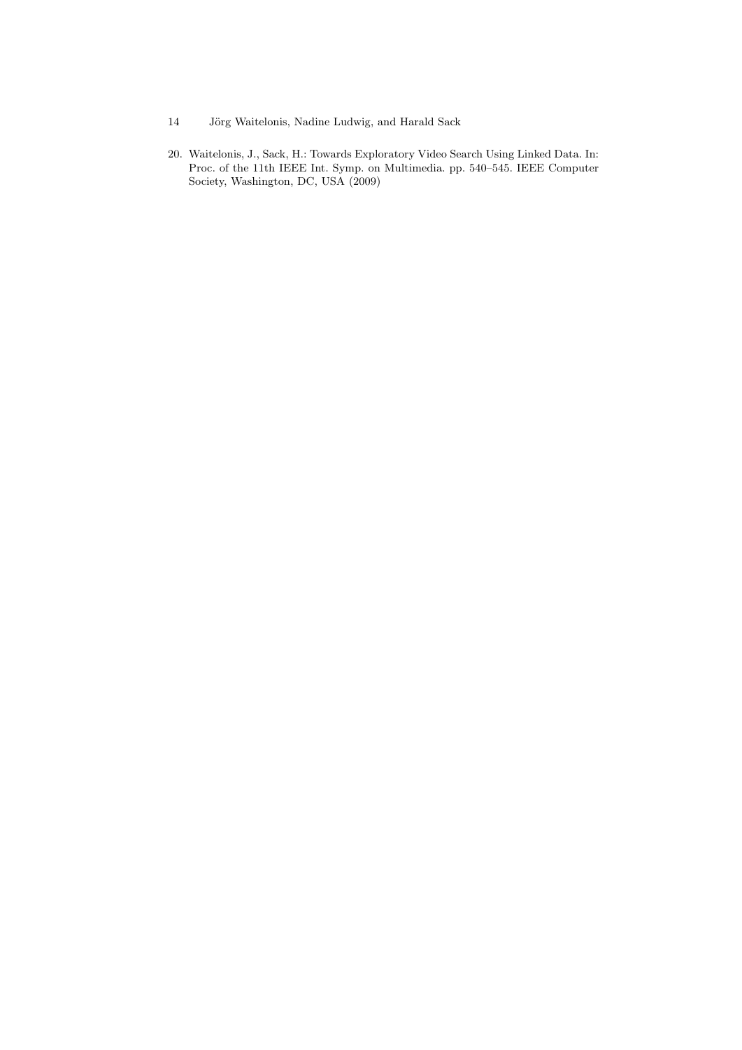20. Waitelonis, J., Sack, H.: Towards Exploratory Video Search Using Linked Data. In: Proc. of the 11th IEEE Int. Symp. on Multimedia. pp. 540–545. IEEE Computer Society, Washington, DC, USA (2009)